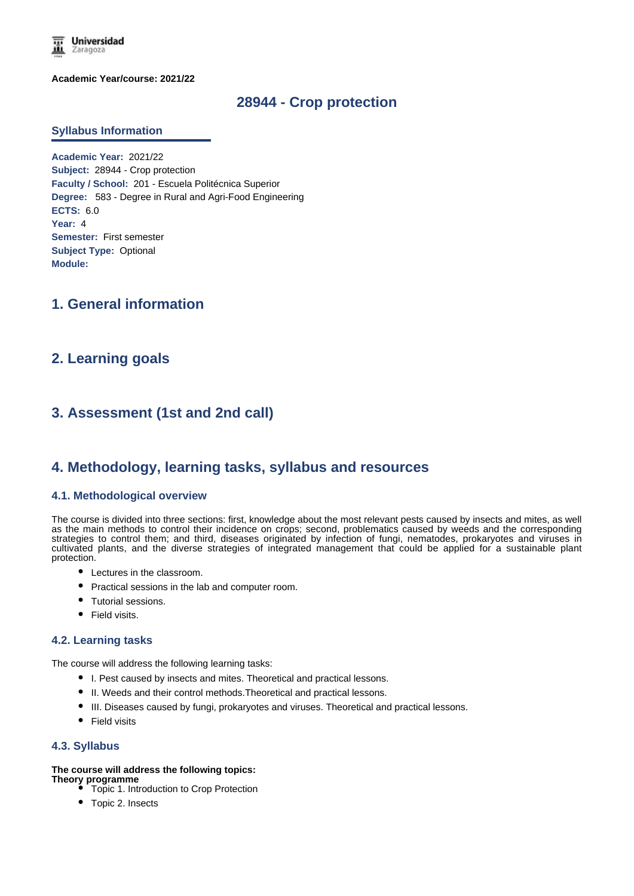**Academic Year/course: 2021/22**

# 28944 - Crop protection

## Syllabus Information

**Academic Year:** 2021/22
**Subject:** 28944 - Crop protection
**Faculty / School:** 201 - Escuela Politécnica Superior
**Degree:** 583 - Degree in Rural and Agri-Food Engineering
**ECTS:** 6.0
**Year:** 4
**Semester:** First semester
**Subject Type:** Optional
**Module:**

## 1. General information

## 2. Learning goals

## 3. Assessment (1st and 2nd call)

## 4. Methodology, learning tasks, syllabus and resources

### 4.1. Methodological overview

The course is divided into three sections: first, knowledge about the most relevant pests caused by insects and mites, as well as the main methods to control their incidence on crops; second, problematics caused by weeds and the corresponding strategies to control them; and third, diseases originated by infection of fungi, nematodes, prokaryotes and viruses in cultivated plants, and the diverse strategies of integrated management that could be applied for a sustainable plant protection.

- Lectures in the classroom.
- Practical sessions in the lab and computer room.
- Tutorial sessions.
- Field visits.

### 4.2. Learning tasks

The course will address the following learning tasks:

- I. Pest caused by insects and mites. Theoretical and practical lessons.
- II. Weeds and their control methods.Theoretical and practical lessons.
- III. Diseases caused by fungi, prokaryotes and viruses. Theoretical and practical lessons.
- Field visits

### 4.3. Syllabus

**The course will address the following topics:**
**Theory programme**

- Topic 1. Introduction to Crop Protection
- Topic 2. Insects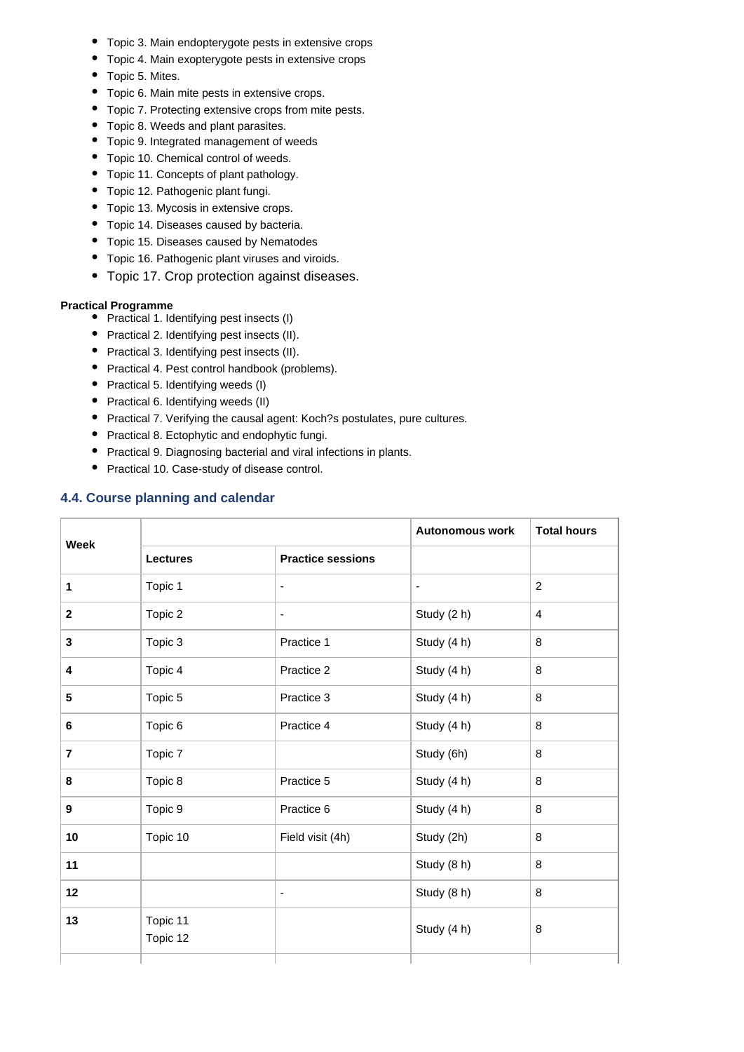- Topic 3. Main endopterygote pests in extensive crops
- Topic 4. Main exopterygote pests in extensive crops
- Topic 5. Mites.
- Topic 6. Main mite pests in extensive crops.
- Topic 7. Protecting extensive crops from mite pests.
- Topic 8. Weeds and plant parasites.
- Topic 9. Integrated management of weeds
- Topic 10. Chemical control of weeds.
- Topic 11. Concepts of plant pathology.
- Topic 12. Pathogenic plant fungi.
- Topic 13. Mycosis in extensive crops.
- Topic 14. Diseases caused by bacteria.
- Topic 15. Diseases caused by Nematodes
- Topic 16. Pathogenic plant viruses and viroids.
- Topic 17. Crop protection against diseases.

**Practical Programme**

- Practical 1. Identifying pest insects (I)
- Practical 2. Identifying pest insects (II).
- Practical 3. Identifying pest insects (II).
- Practical 4. Pest control handbook (problems).
- Practical 5. Identifying weeds (I)
- Practical 6. Identifying weeds (II)
- Practical 7. Verifying the causal agent: Koch?s postulates, pure cultures.
- Practical 8. Ectophytic and endophytic fungi.
- Practical 9. Diagnosing bacterial and viral infections in plants.
- Practical 10. Case-study of disease control.

### 4.4. Course planning and calendar

| Week | | | Autonomous work | Total hours |
|---|---|---|---|---|
| | **Lectures** | **Practice sessions** | | |
| **1** | Topic 1 | - | - | 2 |
| **2** | Topic 2 | - | Study (2 h) | 4 |
| **3** | Topic 3 | Practice 1 | Study (4 h) | 8 |
| **4** | Topic 4 | Practice 2 | Study (4 h) | 8 |
| **5** | Topic 5 | Practice 3 | Study (4 h) | 8 |
| **6** | Topic 6 | Practice 4 | Study (4 h) | 8 |
| **7** | Topic 7 | | Study (6h) | 8 |
| **8** | Topic 8 | Practice 5 | Study (4 h) | 8 |
| **9** | Topic 9 | Practice 6 | Study (4 h) | 8 |
| **10** | Topic 10 | Field visit (4h) | Study (2h) | 8 |
| **11** | | | Study (8 h) | 8 |
| **12** | | - | Study (8 h) | 8 |
| **13** | Topic 11<br>Topic 12 | | Study (4 h) | 8 |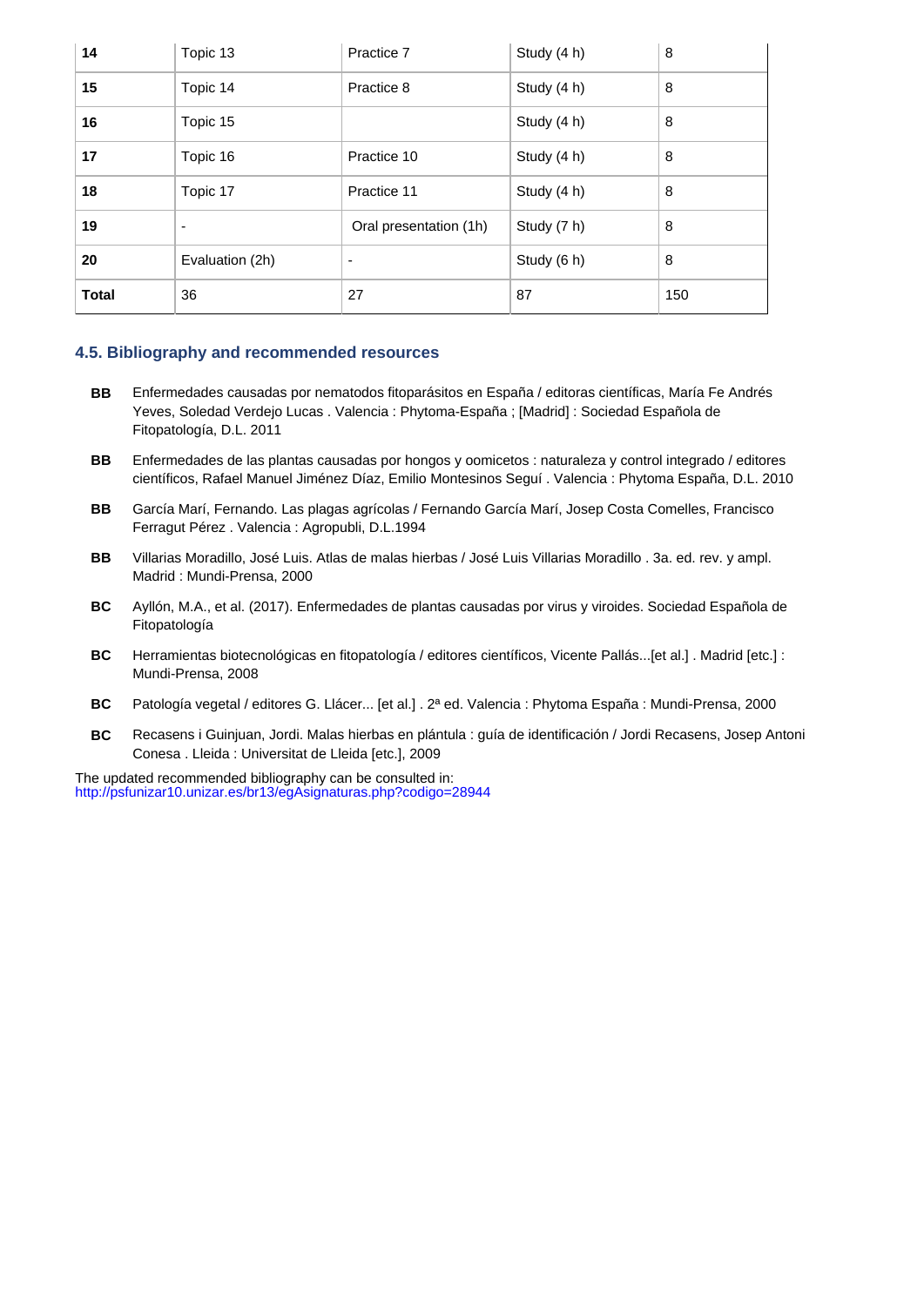| | | | | |
|---|---|---|---|---|
| **14** | Topic 13 | Practice 7 | Study (4 h) | 8 |
| **15** | Topic 14 | Practice 8 | Study (4 h) | 8 |
| **16** | Topic 15 | | Study (4 h) | 8 |
| **17** | Topic 16 | Practice 10 | Study (4 h) | 8 |
| **18** | Topic 17 | Practice 11 | Study (4 h) | 8 |
| **19** | - | Oral presentation (1h) | Study (7 h) | 8 |
| **20** | Evaluation (2h) | - | Study (6 h) | 8 |
| **Total** | 36 | 27 | 87 | 150 |

### 4.5. Bibliography and recommended resources

- **BB** Enfermedades causadas por nematodos fitoparásitos en España / editoras científicas, María Fe Andrés Yeves, Soledad Verdejo Lucas . Valencia : Phytoma-España ; [Madrid] : Sociedad Española de Fitopatología, D.L. 2011
- **BB** Enfermedades de las plantas causadas por hongos y oomicetos : naturaleza y control integrado / editores científicos, Rafael Manuel Jiménez Díaz, Emilio Montesinos Seguí . Valencia : Phytoma España, D.L. 2010
- **BB** García Marí, Fernando. Las plagas agrícolas / Fernando García Marí, Josep Costa Comelles, Francisco Ferragut Pérez . Valencia : Agropubli, D.L.1994
- **BB** Villarias Moradillo, José Luis. Atlas de malas hierbas / José Luis Villarias Moradillo . 3a. ed. rev. y ampl. Madrid : Mundi-Prensa, 2000
- **BC** Ayllón, M.A., et al. (2017). Enfermedades de plantas causadas por virus y viroides. Sociedad Española de Fitopatología
- **BC** Herramientas biotecnológicas en fitopatología / editores científicos, Vicente Pallás...[et al.] . Madrid [etc.] : Mundi-Prensa, 2008
- **BC** Patología vegetal / editores G. Llácer... [et al.] . 2ª ed. Valencia : Phytoma España : Mundi-Prensa, 2000
- **BC** Recasens i Guinjuan, Jordi. Malas hierbas en plántula : guía de identificación / Jordi Recasens, Josep Antoni Conesa . Lleida : Universitat de Lleida [etc.], 2009

The updated recommended bibliography can be consulted in:
http://psfunizar10.unizar.es/br13/egAsignaturas.php?codigo=28944